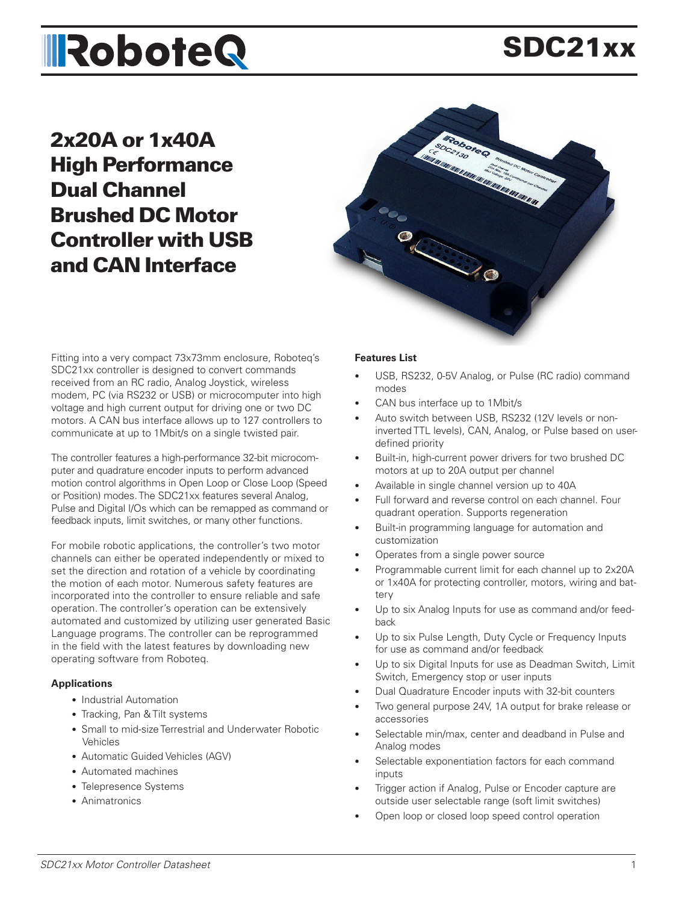# SDC21xx

## 2x20A or 1x40A High Performance Dual Channel Brushed DC Motor Controller with USB and CAN Interface

Fitting into a very compact 73x73mm enclosure, Roboteq's SDC21xx controller is designed to convert commands received from an RC radio, Analog Joystick, wireless modem, PC (via RS232 or USB) or microcomputer into high voltage and high current output for driving one or two DC motors. A CAN bus interface allows up to 127 controllers to communicate at up to 1Mbit/s on a single twisted pair.

The controller features a high-performance 32-bit microcomputer and quadrature encoder inputs to perform advanced motion control algorithms in Open Loop or Close Loop (Speed or Position) modes. The SDC21xx features several Analog, Pulse and Digital I/Os which can be remapped as command or feedback inputs, limit switches, or many other functions.

For mobile robotic applications, the controller's two motor channels can either be operated independently or mixed to set the direction and rotation of a vehicle by coordinating the motion of each motor. Numerous safety features are incorporated into the controller to ensure reliable and safe operation. The controller's operation can be extensively automated and customized by utilizing user generated Basic Language programs. The controller can be reprogrammed in the field with the latest features by downloading new operating software from Roboteq.

**Applications**

- Industrial Automation
- Tracking, Pan & Tilt systems
- Small to mid-size Terrestrial and Underwater Robotic Vehicles
- Automatic Guided Vehicles (AGV)
- Automated machines
- Telepresence Systems
- Animatronics

**Features List**

- USB, RS232, 0-5V Analog, or Pulse (RC radio) command modes
- CAN bus interface up to 1Mbit/s
- Auto switch between USB, RS232 (12V levels or non-inverted TTL levels), CAN, Analog, or Pulse based on user-defined priority
- Built-in, high-current power drivers for two brushed DC motors at up to 20A output per channel
- Available in single channel version up to 40A
- Full forward and reverse control on each channel. Four quadrant operation. Supports regeneration
- Built-in programming language for automation and customization
- Operates from a single power source
- Programmable current limit for each channel up to 2x20A or 1x40A for protecting controller, motors, wiring and battery
- Up to six Analog Inputs for use as command and/or feedback
- Up to six Pulse Length, Duty Cycle or Frequency Inputs for use as command and/or feedback
- Up to six Digital Inputs for use as Deadman Switch, Limit Switch, Emergency stop or user inputs
- Dual Quadrature Encoder inputs with 32-bit counters
- Two general purpose 24V, 1A output for brake release or accessories
- Selectable min/max, center and deadband in Pulse and Analog modes
- Selectable exponentiation factors for each command inputs
- Trigger action if Analog, Pulse or Encoder capture are outside user selectable range (soft limit switches)
- Open loop or closed loop speed control operation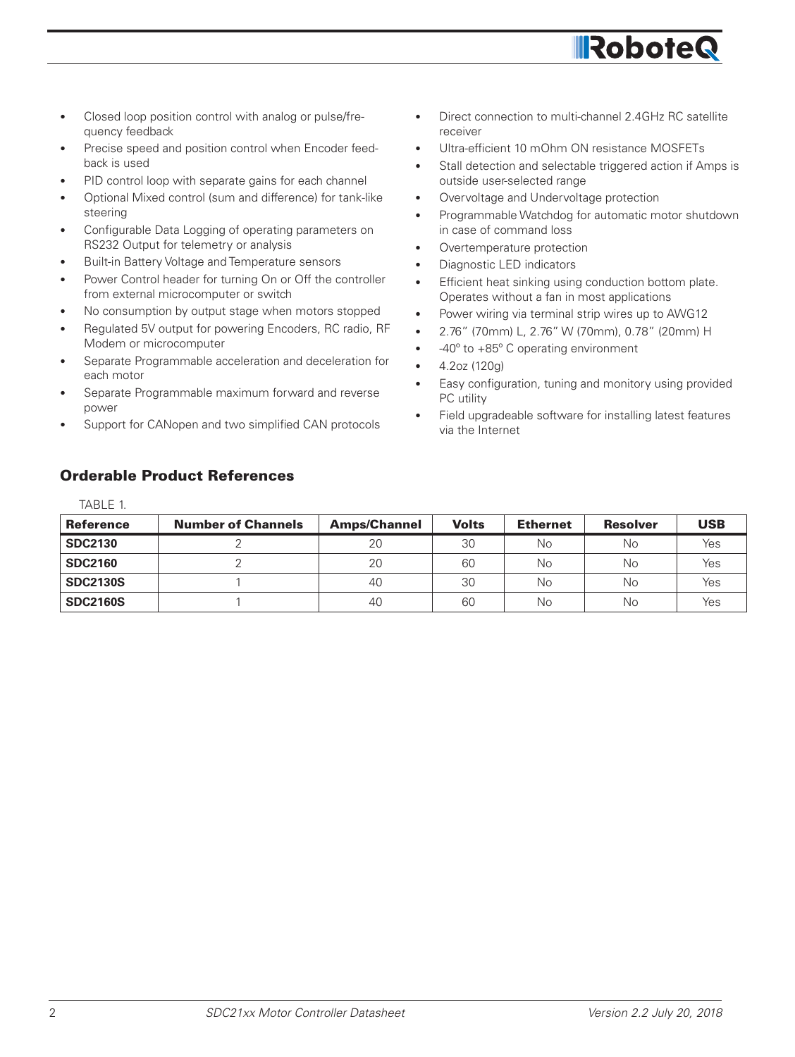- Closed loop position control with analog or pulse/frequency feedback
- Precise speed and position control when Encoder feedback is used
- PID control loop with separate gains for each channel
- Optional Mixed control (sum and difference) for tank-like steering
- Configurable Data Logging of operating parameters on RS232 Output for telemetry or analysis
- Built-in Battery Voltage and Temperature sensors
- Power Control header for turning On or Off the controller from external microcomputer or switch
- No consumption by output stage when motors stopped
- Regulated 5V output for powering Encoders, RC radio, RF Modem or microcomputer
- Separate Programmable acceleration and deceleration for each motor
- Separate Programmable maximum forward and reverse power
- Support for CANopen and two simplified CAN protocols
- Direct connection to multi-channel 2.4GHz RC satellite receiver
- Ultra-efficient 10 mOhm ON resistance MOSFETs
- Stall detection and selectable triggered action if Amps is outside user-selected range
- Overvoltage and Undervoltage protection
- Programmable Watchdog for automatic motor shutdown in case of command loss
- Overtemperature protection
- Diagnostic LED indicators
- Efficient heat sinking using conduction bottom plate. Operates without a fan in most applications
- Power wiring via terminal strip wires up to AWG12
- 2.76" (70mm) L, 2.76" W (70mm), 0.78" (20mm) H
- -40º to +85º C operating environment
- 4.2oz (120g)
- Easy configuration, tuning and monitory using provided PC utility
- Field upgradeable software for installing latest features via the Internet

## Orderable Product References

TABLE 1.

| Reference | Number of Channels | Amps/Channel | Volts | Ethernet | Resolver | USB |
|---|---|---|---|---|---|---|
| **SDC2130** | 2 | 20 | 30 | No | No | Yes |
| **SDC2160** | 2 | 20 | 60 | No | No | Yes |
| **SDC2130S** | 1 | 40 | 30 | No | No | Yes |
| **SDC2160S** | 1 | 40 | 60 | No | No | Yes |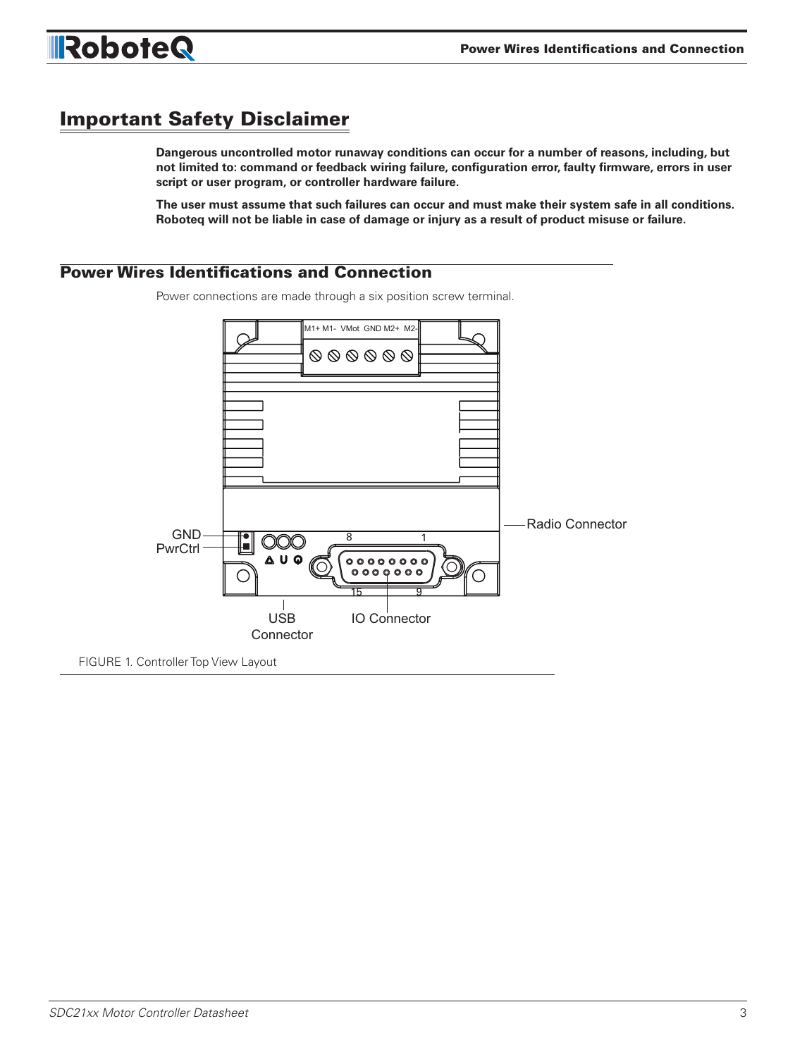## Important Safety Disclaimer

**Dangerous uncontrolled motor runaway conditions can occur for a number of reasons, including, but not limited to: command or feedback wiring failure, configuration error, faulty firmware, errors in user script or user program, or controller hardware failure.**

**The user must assume that such failures can occur and must make their system safe in all conditions. Roboteq will not be liable in case of damage or injury as a result of product misuse or failure.**

## Power Wires Identifications and Connection

Power connections are made through a six position screw terminal.

M1+ M1- VMot GND M2+ M2-

GND

PwrCtrl

Radio Connector

8 1

15 9

USB Connector

IO Connector

FIGURE 1. Controller Top View Layout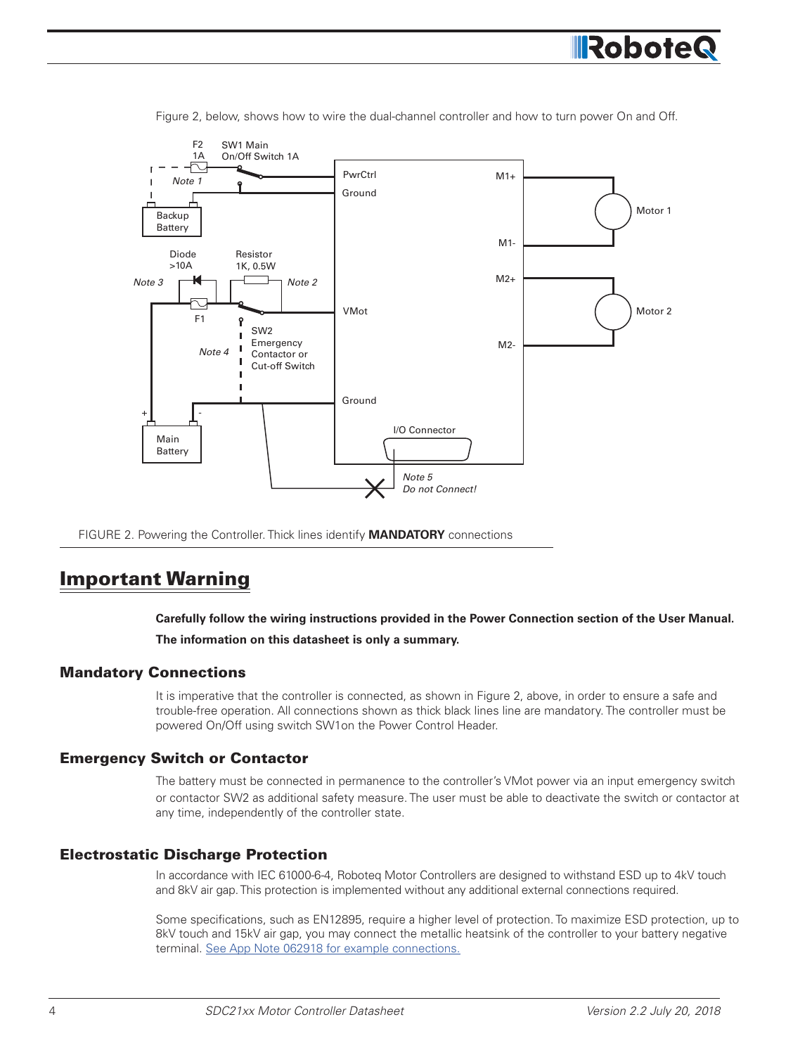Figure 2, below, shows how to wire the dual-channel controller and how to turn power On and Off.

FIGURE 2. Powering the Controller. Thick lines identify **MANDATORY** connections

## Important Warning

**Carefully follow the wiring instructions provided in the Power Connection section of the User Manual.**

**The information on this datasheet is only a summary.**

### Mandatory Connections

It is imperative that the controller is connected, as shown in Figure 2, above, in order to ensure a safe and trouble-free operation. All connections shown as thick black lines line are mandatory. The controller must be powered On/Off using switch SW1on the Power Control Header.

### Emergency Switch or Contactor

The battery must be connected in permanence to the controller's VMot power via an input emergency switch or contactor SW2 as additional safety measure. The user must be able to deactivate the switch or contactor at any time, independently of the controller state.

### Electrostatic Discharge Protection

In accordance with IEC 61000-6-4, Roboteq Motor Controllers are designed to withstand ESD up to 4kV touch and 8kV air gap. This protection is implemented without any additional external connections required.

Some specifications, such as EN12895, require a higher level of protection. To maximize ESD protection, up to 8kV touch and 15kV air gap, you may connect the metallic heatsink of the controller to your battery negative terminal. See App Note 062918 for example connections.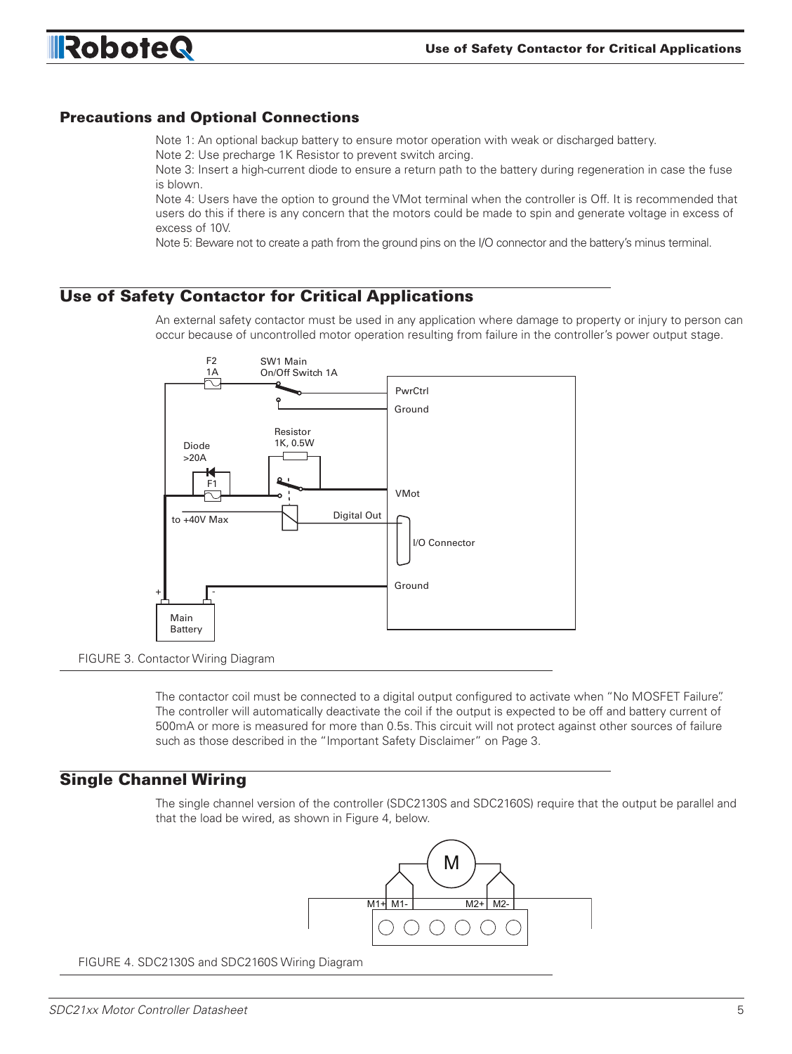## Precautions and Optional Connections

Note 1: An optional backup battery to ensure motor operation with weak or discharged battery.

Note 2: Use precharge 1K Resistor to prevent switch arcing.

Note 3: Insert a high-current diode to ensure a return path to the battery during regeneration in case the fuse is blown.

Note 4: Users have the option to ground the VMot terminal when the controller is Off. It is recommended that users do this if there is any concern that the motors could be made to spin and generate voltage in excess of excess of 10V.

Note 5: Beware not to create a path from the ground pins on the I/O connector and the battery's minus terminal.

## Use of Safety Contactor for Critical Applications

An external safety contactor must be used in any application where damage to property or injury to person can occur because of uncontrolled motor operation resulting from failure in the controller's power output stage.

FIGURE 3. Contactor Wiring Diagram

The contactor coil must be connected to a digital output configured to activate when "No MOSFET Failure". The controller will automatically deactivate the coil if the output is expected to be off and battery current of 500mA or more is measured for more than 0.5s. This circuit will not protect against other sources of failure such as those described in the "Important Safety Disclaimer" on Page 3.

## Single Channel Wiring

The single channel version of the controller (SDC2130S and SDC2160S) require that the output be parallel and that the load be wired, as shown in Figure 4, below.

FIGURE 4. SDC2130S and SDC2160S Wiring Diagram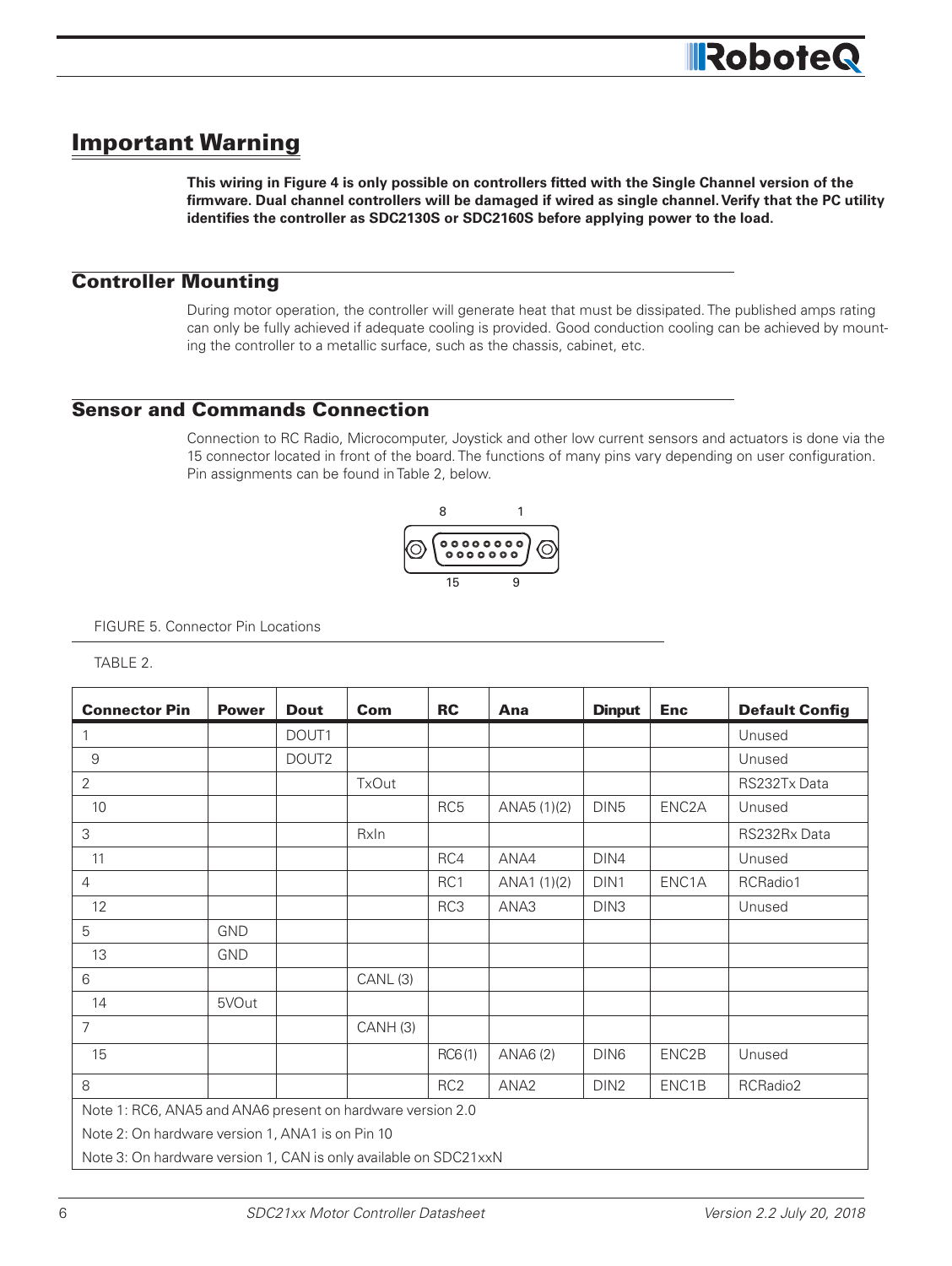## Important Warning

**This wiring in Figure 4 is only possible on controllers fitted with the Single Channel version of the firmware. Dual channel controllers will be damaged if wired as single channel. Verify that the PC utility identifies the controller as SDC2130S or SDC2160S before applying power to the load.**

## Controller Mounting

During motor operation, the controller will generate heat that must be dissipated. The published amps rating can only be fully achieved if adequate cooling is provided. Good conduction cooling can be achieved by mounting the controller to a metallic surface, such as the chassis, cabinet, etc.

## Sensor and Commands Connection

Connection to RC Radio, Microcomputer, Joystick and other low current sensors and actuators is done via the 15 connector located in front of the board. The functions of many pins vary depending on user configuration. Pin assignments can be found in Table 2, below.

8 1

15 9

FIGURE 5. Connector Pin Locations

TABLE 2.

| Connector Pin | Power | Dout | Com | RC | Ana | Dinput | Enc | Default Config |
|---|---|---|---|---|---|---|---|---|
| 1 | | DOUT1 | | | | | | Unused |
| 9 | | DOUT2 | | | | | | Unused |
| 2 | | | TxOut | | | | | RS232Tx Data |
| 10 | | | | RC5 | ANA5 (1)(2) | DIN5 | ENC2A | Unused |
| 3 | | | RxIn | | | | | RS232Rx Data |
| 11 | | | | RC4 | ANA4 | DIN4 | | Unused |
| 4 | | | | RC1 | ANA1 (1)(2) | DIN1 | ENC1A | RCRadio1 |
| 12 | | | | RC3 | ANA3 | DIN3 | | Unused |
| 5 | GND | | | | | | | |
| 13 | GND | | | | | | | |
| 6 | | | CANL (3) | | | | | |
| 14 | 5VOut | | | | | | | |
| 7 | | | CANH (3) | | | | | |
| 15 | | | | RC6(1) | ANA6 (2) | DIN6 | ENC2B | Unused |
| 8 | | | | RC2 | ANA2 | DIN2 | ENC1B | RCRadio2 |

Note 1: RC6, ANA5 and ANA6 present on hardware version 2.0

Note 2: On hardware version 1, ANA1 is on Pin 10

Note 3: On hardware version 1, CAN is only available on SDC21xxN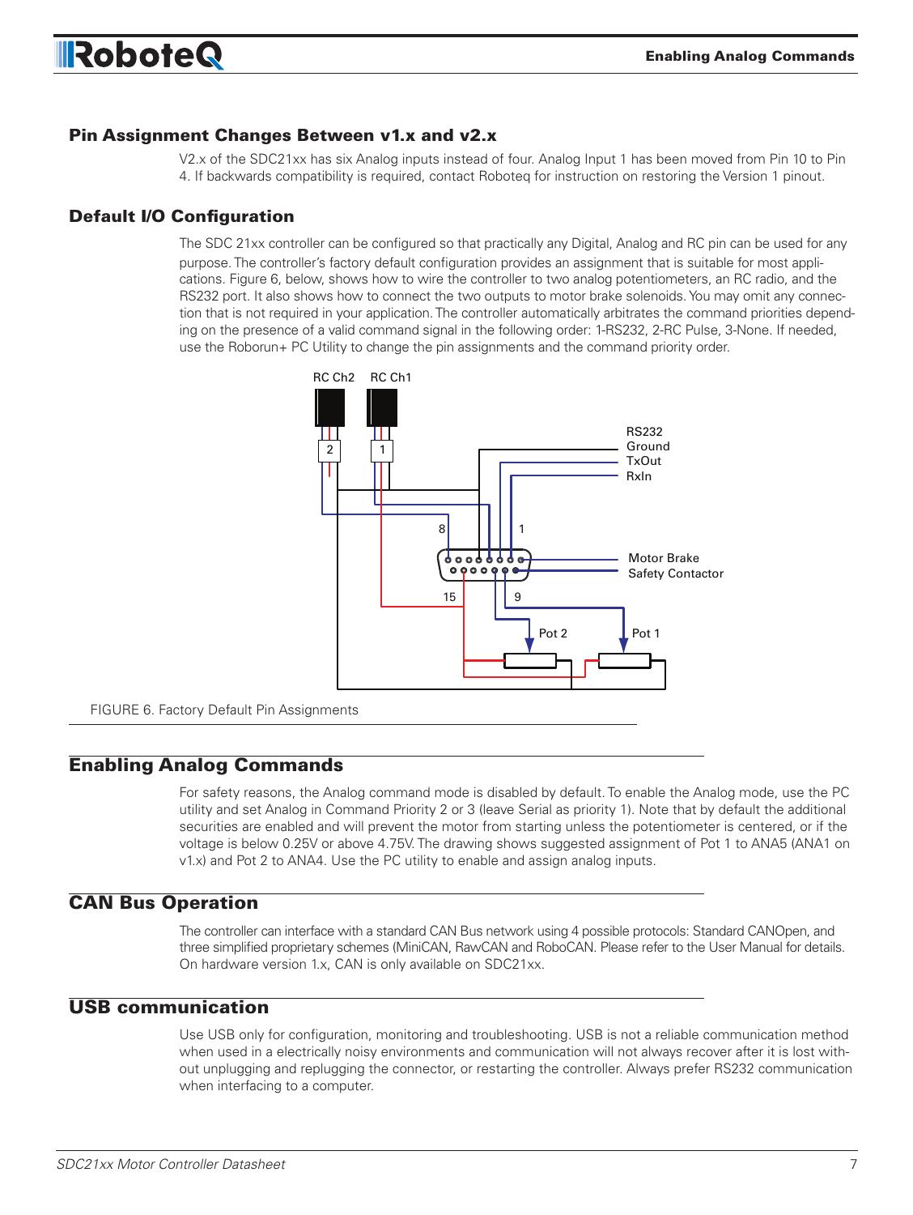## Pin Assignment Changes Between v1.x and v2.x

V2.x of the SDC21xx has six Analog inputs instead of four. Analog Input 1 has been moved from Pin 10 to Pin 4. If backwards compatibility is required, contact Roboteq for instruction on restoring the Version 1 pinout.

## Default I/O Configuration

The SDC 21xx controller can be configured so that practically any Digital, Analog and RC pin can be used for any purpose. The controller's factory default configuration provides an assignment that is suitable for most applications. Figure 6, below, shows how to wire the controller to two analog potentiometers, an RC radio, and the RS232 port. It also shows how to connect the two outputs to motor brake solenoids. You may omit any connection that is not required in your application. The controller automatically arbitrates the command priorities depending on the presence of a valid command signal in the following order: 1-RS232, 2-RC Pulse, 3-None. If needed, use the Roborun+ PC Utility to change the pin assignments and the command priority order.

FIGURE 6. Factory Default Pin Assignments

## Enabling Analog Commands

For safety reasons, the Analog command mode is disabled by default. To enable the Analog mode, use the PC utility and set Analog in Command Priority 2 or 3 (leave Serial as priority 1). Note that by default the additional securities are enabled and will prevent the motor from starting unless the potentiometer is centered, or if the voltage is below 0.25V or above 4.75V. The drawing shows suggested assignment of Pot 1 to ANA5 (ANA1 on v1.x) and Pot 2 to ANA4. Use the PC utility to enable and assign analog inputs.

## CAN Bus Operation

The controller can interface with a standard CAN Bus network using 4 possible protocols: Standard CANOpen, and three simplified proprietary schemes (MiniCAN, RawCAN and RoboCAN. Please refer to the User Manual for details. On hardware version 1.x, CAN is only available on SDC21xx.

## USB communication

Use USB only for configuration, monitoring and troubleshooting. USB is not a reliable communication method when used in a electrically noisy environments and communication will not always recover after it is lost without unplugging and replugging the connector, or restarting the controller. Always prefer RS232 communication when interfacing to a computer.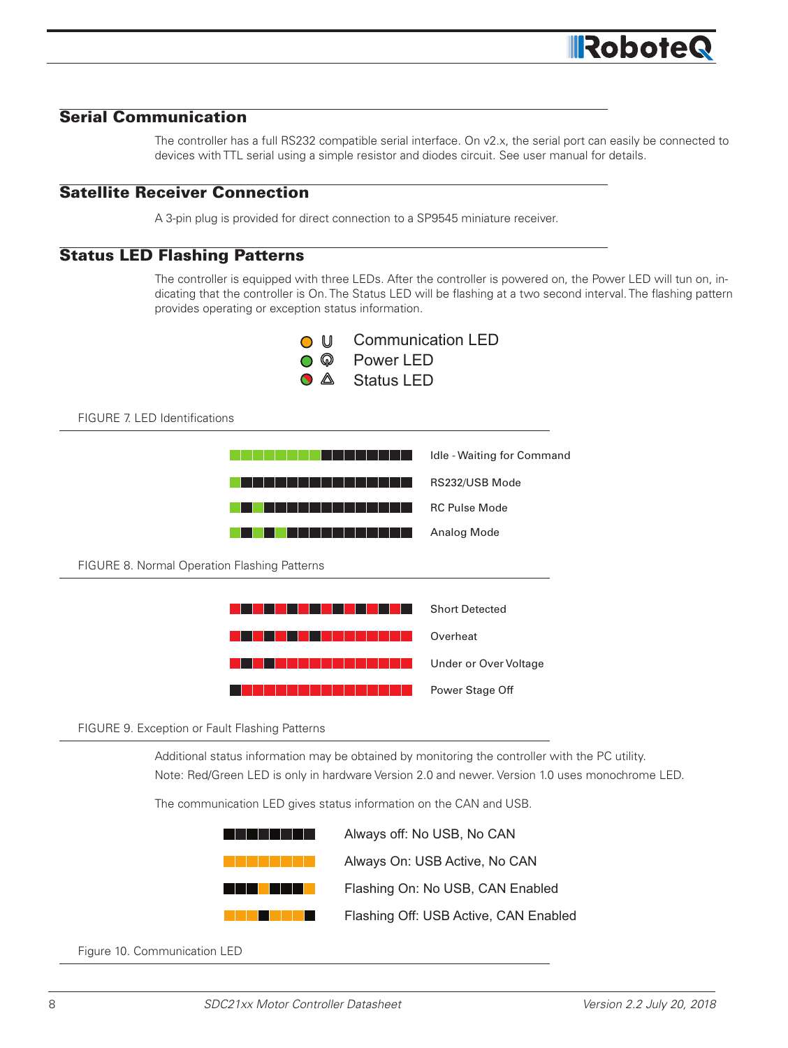## Serial Communication

The controller has a full RS232 compatible serial interface. On v2.x, the serial port can easily be connected to devices with TTL serial using a simple resistor and diodes circuit. See user manual for details.

## Satellite Receiver Connection

A 3-pin plug is provided for direct connection to a SP9545 miniature receiver.

## Status LED Flashing Patterns

The controller is equipped with three LEDs. After the controller is powered on, the Power LED will tun on, indicating that the controller is On. The Status LED will be flashing at a two second interval. The flashing pattern provides operating or exception status information.

Communication LED
Power LED
Status LED

FIGURE 7. LED Identifications

Idle - Waiting for Command
RS232/USB Mode
RC Pulse Mode
Analog Mode

FIGURE 8. Normal Operation Flashing Patterns

Short Detected
Overheat
Under or Over Voltage
Power Stage Off

FIGURE 9. Exception or Fault Flashing Patterns

Additional status information may be obtained by monitoring the controller with the PC utility.
Note: Red/Green LED is only in hardware Version 2.0 and newer. Version 1.0 uses monochrome LED.

The communication LED gives status information on the CAN and USB.

Always off: No USB, No CAN
Always On: USB Active, No CAN
Flashing On: No USB, CAN Enabled
Flashing Off: USB Active, CAN Enabled

Figure 10. Communication LED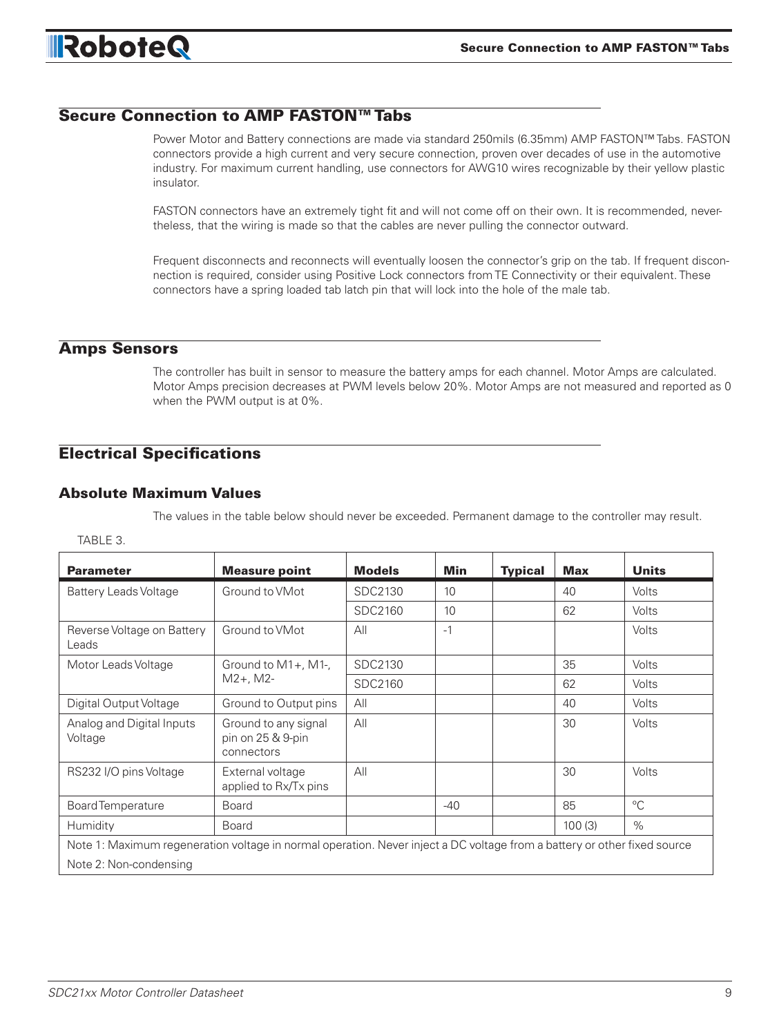## Secure Connection to AMP FASTON™ Tabs

Power Motor and Battery connections are made via standard 250mils (6.35mm) AMP FASTON™ Tabs. FASTON connectors provide a high current and very secure connection, proven over decades of use in the automotive industry. For maximum current handling, use connectors for AWG10 wires recognizable by their yellow plastic insulator.

FASTON connectors have an extremely tight fit and will not come off on their own. It is recommended, nevertheless, that the wiring is made so that the cables are never pulling the connector outward.

Frequent disconnects and reconnects will eventually loosen the connector's grip on the tab. If frequent disconnection is required, consider using Positive Lock connectors from TE Connectivity or their equivalent. These connectors have a spring loaded tab latch pin that will lock into the hole of the male tab.

## Amps Sensors

The controller has built in sensor to measure the battery amps for each channel. Motor Amps are calculated. Motor Amps precision decreases at PWM levels below 20%. Motor Amps are not measured and reported as 0 when the PWM output is at 0%.

## Electrical Specifications

### Absolute Maximum Values

The values in the table below should never be exceeded. Permanent damage to the controller may result.

TABLE 3.

| Parameter | Measure point | Models | Min | Typical | Max | Units |
|---|---|---|---|---|---|---|
| Battery Leads Voltage | Ground to VMot | SDC2130 | 10 | | 40 | Volts |
| | | SDC2160 | 10 | | 62 | Volts |
| Reverse Voltage on Battery Leads | Ground to VMot | All | -1 | | | Volts |
| Motor Leads Voltage | Ground to M1+, M1-, M2+, M2- | SDC2130 | | | 35 | Volts |
| | | SDC2160 | | | 62 | Volts |
| Digital Output Voltage | Ground to Output pins | All | | | 40 | Volts |
| Analog and Digital Inputs Voltage | Ground to any signal pin on 25 & 9-pin connectors | All | | | 30 | Volts |
| RS232 I/O pins Voltage | External voltage applied to Rx/Tx pins | All | | | 30 | Volts |
| Board Temperature | Board | | -40 | | 85 | °C |
| Humidity | Board | | | | 100 (3) | % |
| Note 1: Maximum regeneration voltage in normal operation. Never inject a DC voltage from a battery or other fixed source | | | | | | |
| Note 2: Non-condensing | | | | | | |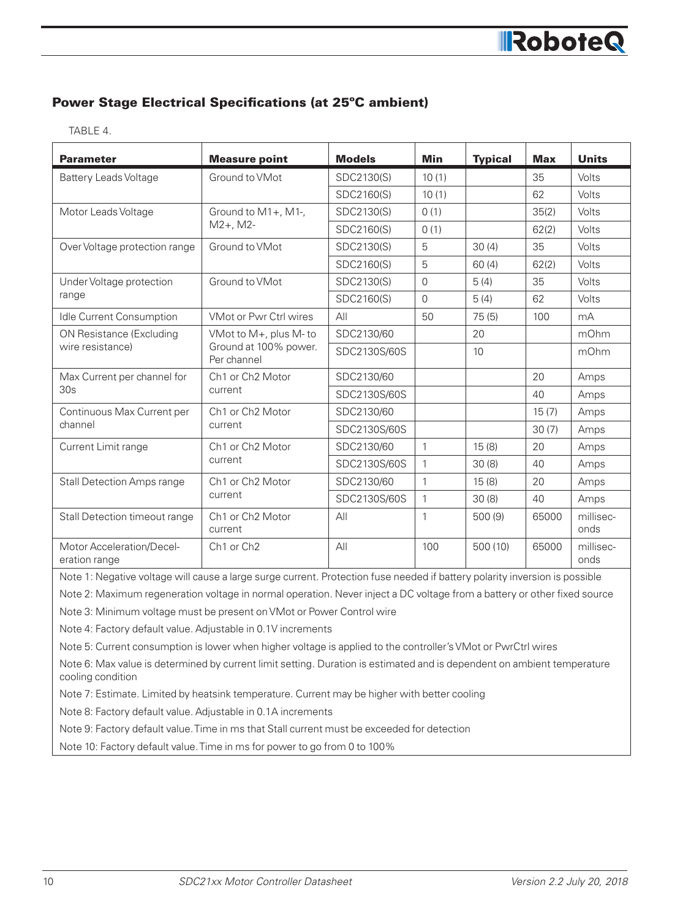## Power Stage Electrical Specifications (at 25ºC ambient)

TABLE 4.

| Parameter | Measure point | Models | Min | Typical | Max | Units |
|---|---|---|---|---|---|---|
| Battery Leads Voltage | Ground to VMot | SDC2130(S) | 10 (1) | | 35 | Volts |
| | | SDC2160(S) | 10 (1) | | 62 | Volts |
| Motor Leads Voltage | Ground to M1+, M1-, M2+, M2- | SDC2130(S) | 0 (1) | | 35(2) | Volts |
| | | SDC2160(S) | 0 (1) | | 62(2) | Volts |
| Over Voltage protection range | Ground to VMot | SDC2130(S) | 5 | 30 (4) | 35 | Volts |
| | | SDC2160(S) | 5 | 60 (4) | 62(2) | Volts |
| Under Voltage protection range | Ground to VMot | SDC2130(S) | 0 | 5 (4) | 35 | Volts |
| | | SDC2160(S) | 0 | 5 (4) | 62 | Volts |
| Idle Current Consumption | VMot or Pwr Ctrl wires | All | 50 | 75 (5) | 100 | mA |
| ON Resistance (Excluding wire resistance) | VMot to M+, plus M- to Ground at 100% power. Per channel | SDC2130/60 | | 20 | | mOhm |
| | | SDC2130S/60S | | 10 | | mOhm |
| Max Current per channel for 30s | Ch1 or Ch2 Motor current | SDC2130/60 | | | 20 | Amps |
| | | SDC2130S/60S | | | 40 | Amps |
| Continuous Max Current per channel | Ch1 or Ch2 Motor current | SDC2130/60 | | | 15 (7) | Amps |
| | | SDC2130S/60S | | | 30 (7) | Amps |
| Current Limit range | Ch1 or Ch2 Motor current | SDC2130/60 | 1 | 15 (8) | 20 | Amps |
| | | SDC2130S/60S | 1 | 30 (8) | 40 | Amps |
| Stall Detection Amps range | Ch1 or Ch2 Motor current | SDC2130/60 | 1 | 15 (8) | 20 | Amps |
| | | SDC2130S/60S | 1 | 30 (8) | 40 | Amps |
| Stall Detection timeout range | Ch1 or Ch2 Motor current | All | 1 | 500 (9) | 65000 | milliseconds |
| Motor Acceleration/Deceleration range | Ch1 or Ch2 | All | 100 | 500 (10) | 65000 | milliseconds |

Note 1: Negative voltage will cause a large surge current. Protection fuse needed if battery polarity inversion is possible

Note 2: Maximum regeneration voltage in normal operation. Never inject a DC voltage from a battery or other fixed source

Note 3: Minimum voltage must be present on VMot or Power Control wire

Note 4: Factory default value. Adjustable in 0.1V increments

Note 5: Current consumption is lower when higher voltage is applied to the controller's VMot or PwrCtrl wires

Note 6: Max value is determined by current limit setting. Duration is estimated and is dependent on ambient temperature cooling condition

Note 7: Estimate. Limited by heatsink temperature. Current may be higher with better cooling

Note 8: Factory default value. Adjustable in 0.1A increments

Note 9: Factory default value. Time in ms that Stall current must be exceeded for detection

Note 10: Factory default value. Time in ms for power to go from 0 to 100%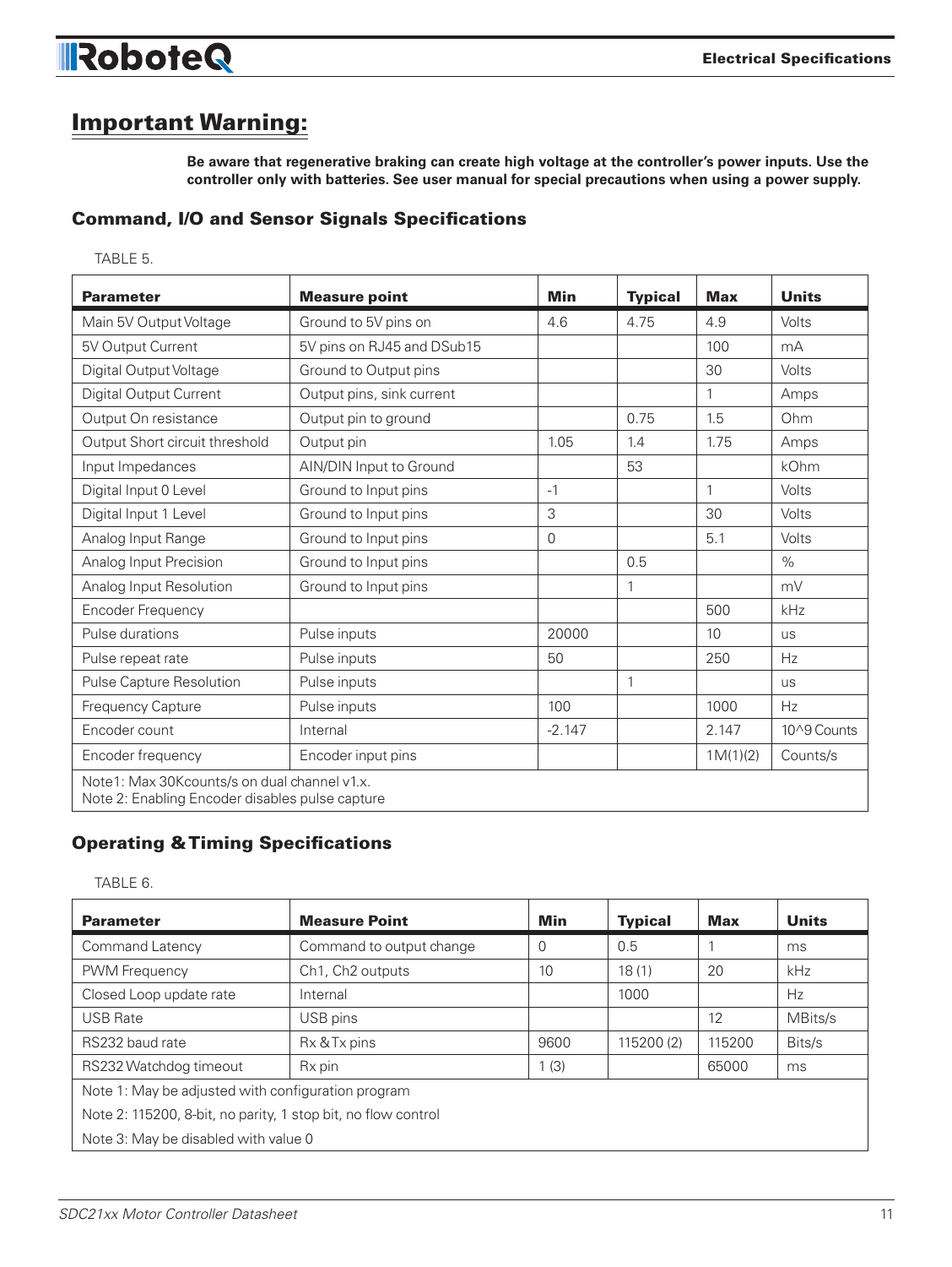## Important Warning:

**Be aware that regenerative braking can create high voltage at the controller's power inputs. Use the controller only with batteries. See user manual for special precautions when using a power supply.**

### Command, I/O and Sensor Signals Specifications

TABLE 5.

| Parameter | Measure point | Min | Typical | Max | Units |
|---|---|---|---|---|---|
| Main 5V Output Voltage | Ground to 5V pins on | 4.6 | 4.75 | 4.9 | Volts |
| 5V Output Current | 5V pins on RJ45 and DSub15 | | | 100 | mA |
| Digital Output Voltage | Ground to Output pins | | | 30 | Volts |
| Digital Output Current | Output pins, sink current | | | 1 | Amps |
| Output On resistance | Output pin to ground | | 0.75 | 1.5 | Ohm |
| Output Short circuit threshold | Output pin | 1.05 | 1.4 | 1.75 | Amps |
| Input Impedances | AIN/DIN Input to Ground | | 53 | | kOhm |
| Digital Input 0 Level | Ground to Input pins | -1 | | 1 | Volts |
| Digital Input 1 Level | Ground to Input pins | 3 | | 30 | Volts |
| Analog Input Range | Ground to Input pins | 0 | | 5.1 | Volts |
| Analog Input Precision | Ground to Input pins | | 0.5 | | % |
| Analog Input Resolution | Ground to Input pins | | 1 | | mV |
| Encoder Frequency | | | | 500 | kHz |
| Pulse durations | Pulse inputs | 20000 | | 10 | us |
| Pulse repeat rate | Pulse inputs | 50 | | 250 | Hz |
| Pulse Capture Resolution | Pulse inputs | | 1 | | us |
| Frequency Capture | Pulse inputs | 100 | | 1000 | Hz |
| Encoder count | Internal | -2.147 | | 2.147 | 10^9 Counts |
| Encoder frequency | Encoder input pins | | | 1M(1)(2) | Counts/s |
| Note1: Max 30Kcounts/s on dual channel v1.x. Note 2: Enabling Encoder disables pulse capture | | | | | |

### Operating & Timing Specifications

TABLE 6.

| Parameter | Measure Point | Min | Typical | Max | Units |
|---|---|---|---|---|---|
| Command Latency | Command to output change | 0 | 0.5 | 1 | ms |
| PWM Frequency | Ch1, Ch2 outputs | 10 | 18 (1) | 20 | kHz |
| Closed Loop update rate | Internal | | 1000 | | Hz |
| USB Rate | USB pins | | | 12 | MBits/s |
| RS232 baud rate | Rx & Tx pins | 9600 | 115200 (2) | 115200 | Bits/s |
| RS232 Watchdog timeout | Rx pin | 1 (3) | | 65000 | ms |
| Note 1: May be adjusted with configuration program | | | | | |
| Note 2: 115200, 8-bit, no parity, 1 stop bit, no flow control | | | | | |
| Note 3: May be disabled with value 0 | | | | | |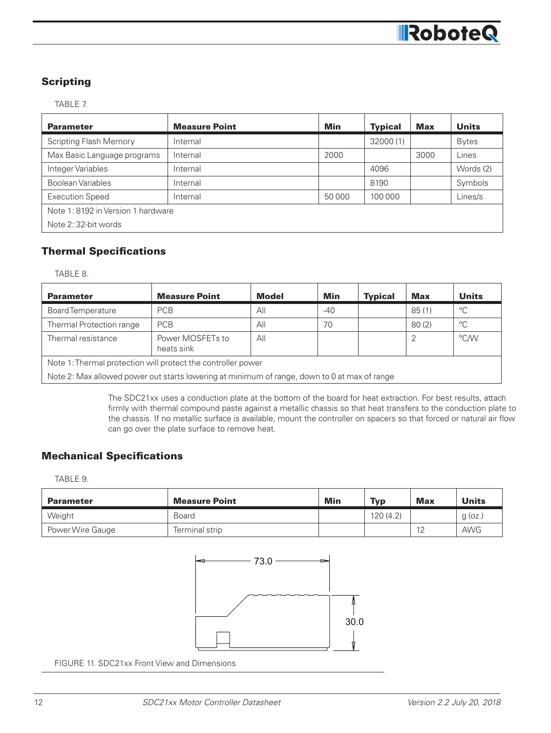## Scripting

TABLE 7.

| Parameter | Measure Point | Min | Typical | Max | Units |
|---|---|---|---|---|---|
| Scripting Flash Memory | Internal | | 32000 (1) | | Bytes |
| Max Basic Language programs | Internal | 2000 | | 3000 | Lines |
| Integer Variables | Internal | | 4096 | | Words (2) |
| Boolean Variables | Internal | | 8190 | | Symbols |
| Execution Speed | Internal | 50 000 | 100 000 | | Lines/s |
| Note 1: 8192 in Version 1 hardware | | | | | |
| Note 2: 32-bit words | | | | | |

## Thermal Specifications

TABLE 8.

| Parameter | Measure Point | Model | Min | Typical | Max | Units |
|---|---|---|---|---|---|---|
| Board Temperature | PCB | All | -40 | | 85 (1) | °C |
| Thermal Protection range | PCB | All | 70 | | 80 (2) | °C |
| Thermal resistance | Power MOSFETs to heats sink | All | | | 2 | °C/W |
| Note 1: Thermal protection will protect the controller power | | | | | | |
| Note 2: Max allowed power out starts lowering at minimum of range, down to 0 at max of range | | | | | | |

The SDC21xx uses a conduction plate at the bottom of the board for heat extraction. For best results, attach firmly with thermal compound paste against a metallic chassis so that heat transfers to the conduction plate to the chassis. If no metallic surface is available, mount the controller on spacers so that forced or natural air flow can go over the plate surface to remove heat.

## Mechanical Specifications

TABLE 9.

| Parameter | Measure Point | Min | Typ | Max | Units |
|---|---|---|---|---|---|
| Weight | Board | | 120 (4.2) | | g (oz.) |
| Power Wire Gauge | Terminal strip | | | 12 | AWG |

73.0

30.0

FIGURE 11. SDC21xx Front View and Dimensions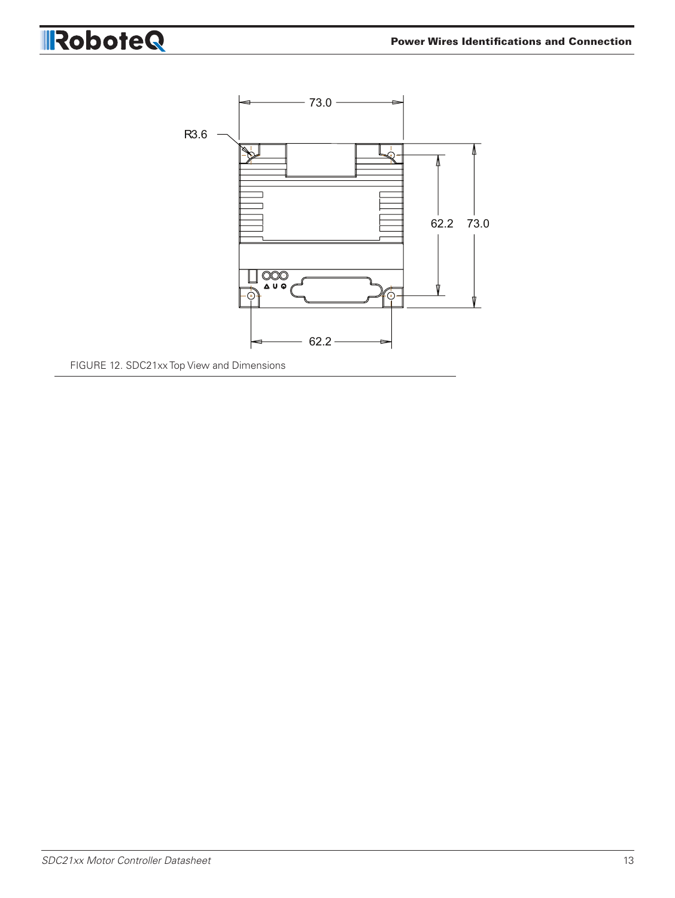73.0

R3.6

62.2

73.0

62.2

FIGURE 12. SDC21xx Top View and Dimensions